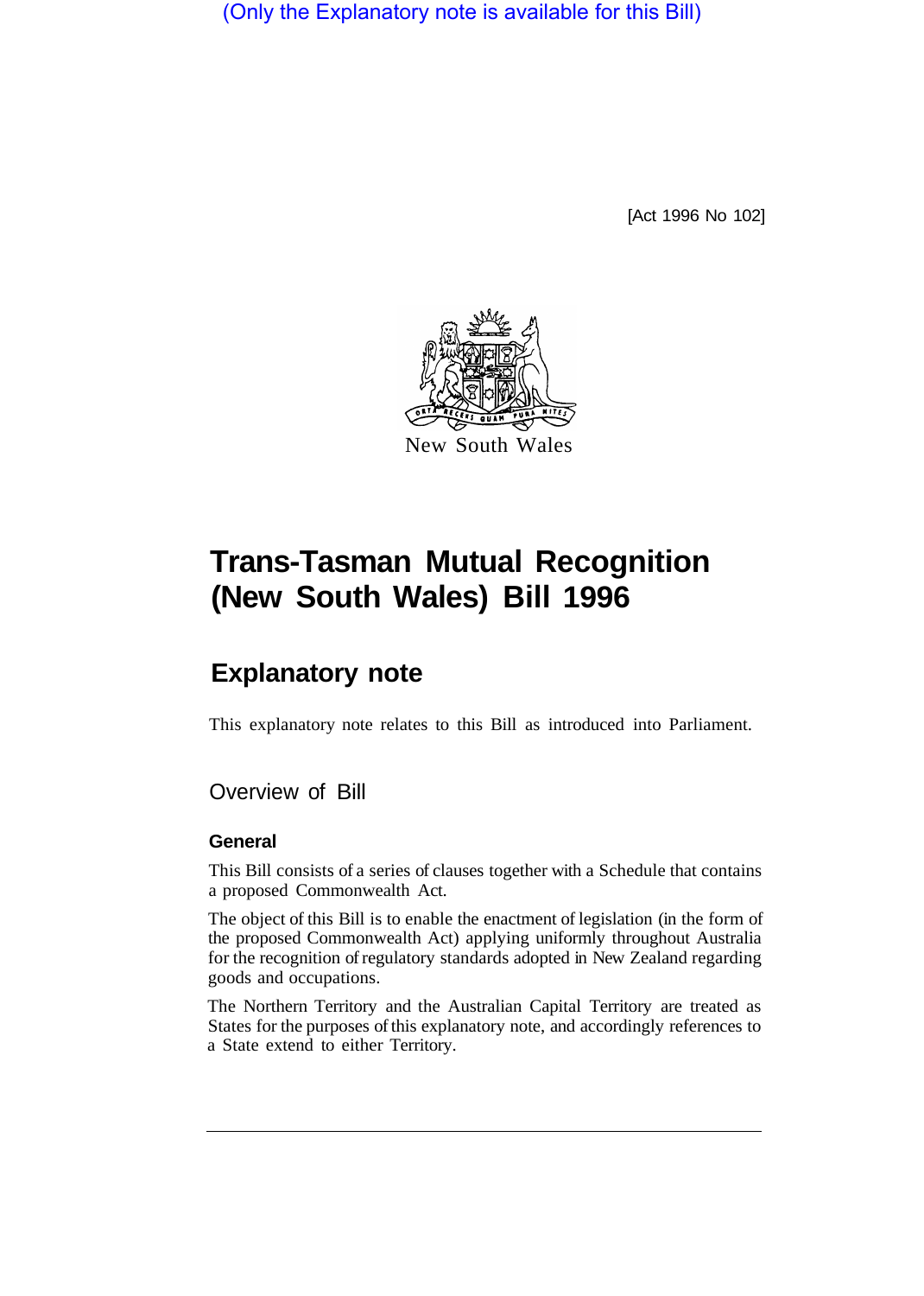(Only the Explanatory note is available for this Bill)

[Act 1996 No 102]

New South Wales

# Trans-Tasman Mutual Recognition (New South Wales) Bill 1996

## Explanatory note

This explanatory note relates to this Bill as introduced into Parliament.

### Overview of Bill

#### General

This Bill consists of a series of clauses together with a Schedule that contains a proposed Commonwealth Act.

The object of this Bill is to enable the enactment of legislation (in the form of the proposed Commonwealth Act) applying uniformly throughout Australia for the recognition of regulatory standards adopted in New Zealand regarding goods and occupations.

The Northern Territory and the Australian Capital Territory are treated as States for the purposes of this explanatory note, and accordingly references to a State extend to either Territory.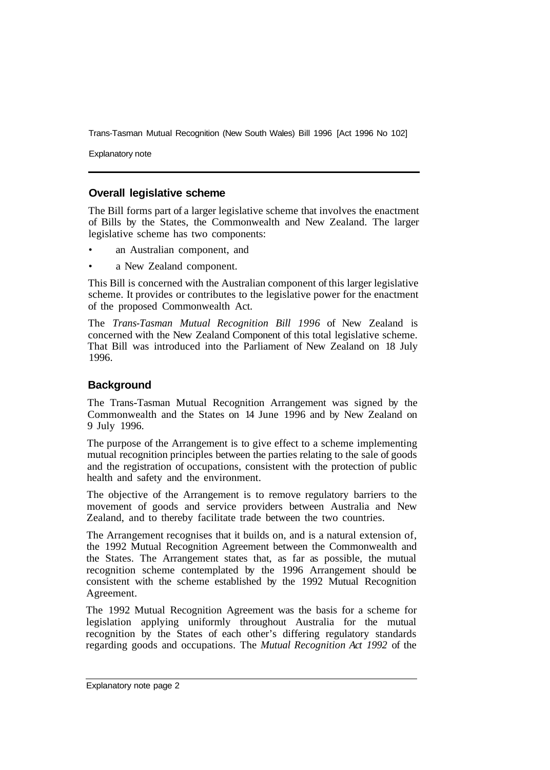## Overall legislative scheme

The Bill forms part of a larger legislative scheme that involves the enactment of Bills by the States, the Commonwealth and New Zealand. The larger legislative scheme has two components:

- an Australian component, and
- a New Zealand component.

This Bill is concerned with the Australian component of this larger legislative scheme. It provides or contributes to the legislative power for the enactment of the proposed Commonwealth Act.

The *Trans-Tasman Mutual Recognition Bill 1996* of New Zealand is concerned with the New Zealand Component of this total legislative scheme. That Bill was introduced into the Parliament of New Zealand on 18 July 1996.

## Background

The Trans-Tasman Mutual Recognition Arrangement was signed by the Commonwealth and the States on 14 June 1996 and by New Zealand on 9 July 1996.

The purpose of the Arrangement is to give effect to a scheme implementing mutual recognition principles between the parties relating to the sale of goods and the registration of occupations, consistent with the protection of public health and safety and the environment.

The objective of the Arrangement is to remove regulatory barriers to the movement of goods and service providers between Australia and New Zealand, and to thereby facilitate trade between the two countries.

The Arrangement recognises that it builds on, and is a natural extension of, the 1992 Mutual Recognition Agreement between the Commonwealth and the States. The Arrangement states that, as far as possible, the mutual recognition scheme contemplated by the 1996 Arrangement should be consistent with the scheme established by the 1992 Mutual Recognition Agreement.

The 1992 Mutual Recognition Agreement was the basis for a scheme for legislation applying uniformly throughout Australia for the mutual recognition by the States of each other's differing regulatory standards regarding goods and occupations. The *Mutual Recognition Act 1992* of the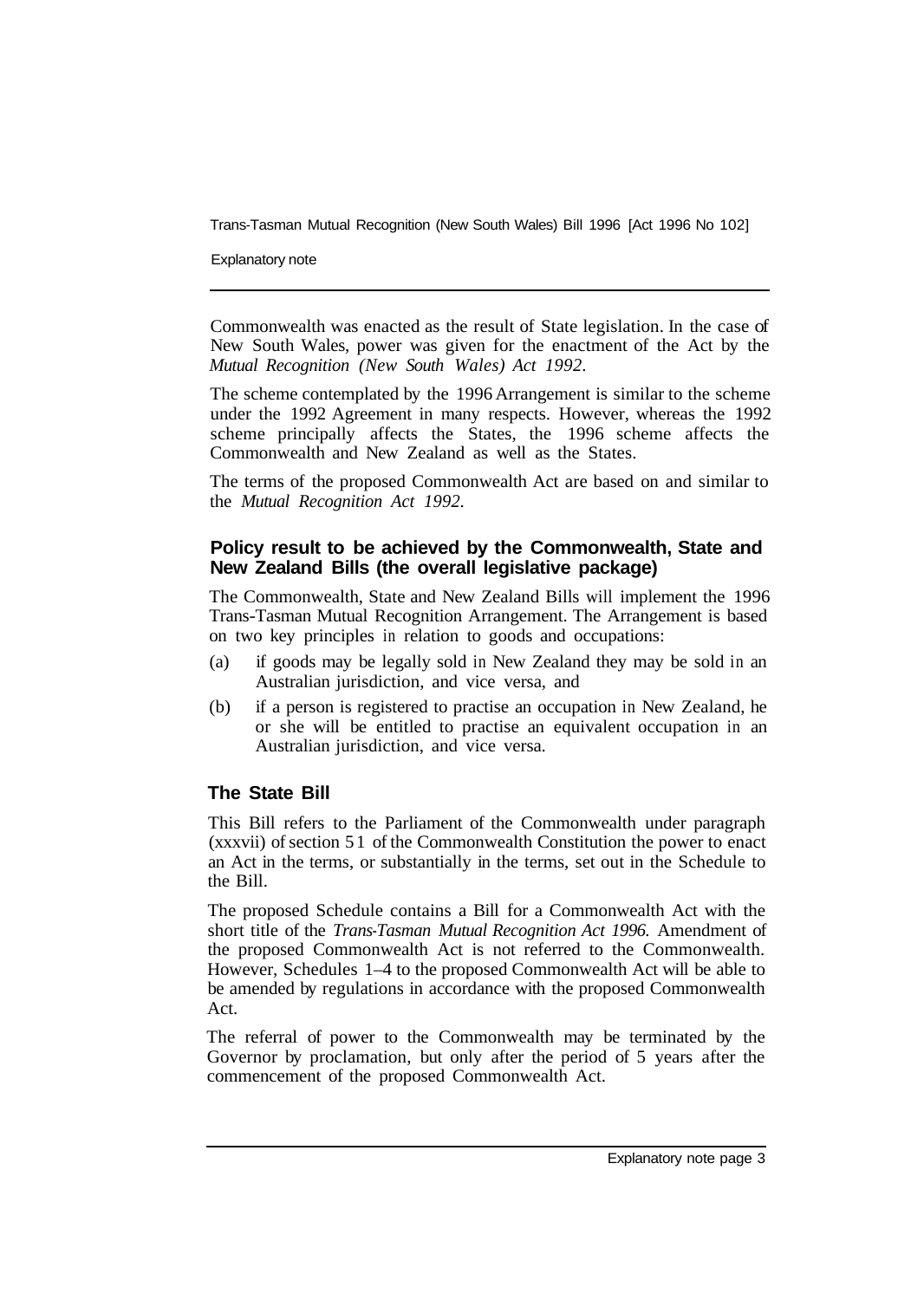Commonwealth was enacted as the result of State legislation. In the case of New South Wales, power was given for the enactment of the Act by the *Mutual Recognition (New South Wales) Act 1992*.

The scheme contemplated by the 1996 Arrangement is similar to the scheme under the 1992 Agreement in many respects. However, whereas the 1992 scheme principally affects the States, the 1996 scheme affects the Commonwealth and New Zealand as well as the States.

The terms of the proposed Commonwealth Act are based on and similar to the *Mutual Recognition Act 1992*.

## Policy result to be achieved by the Commonwealth, State and New Zealand Bills (the overall legislative package)

The Commonwealth, State and New Zealand Bills will implement the 1996 Trans-Tasman Mutual Recognition Arrangement. The Arrangement is based on two key principles in relation to goods and occupations:

(a) if goods may be legally sold in New Zealand they may be sold in an Australian jurisdiction, and vice versa, and

(b) if a person is registered to practise an occupation in New Zealand, he or she will be entitled to practise an equivalent occupation in an Australian jurisdiction, and vice versa.

## The State Bill

This Bill refers to the Parliament of the Commonwealth under paragraph (xxxvii) of section 51 of the Commonwealth Constitution the power to enact an Act in the terms, or substantially in the terms, set out in the Schedule to the Bill.

The proposed Schedule contains a Bill for a Commonwealth Act with the short title of the *Trans-Tasman Mutual Recognition Act 1996*. Amendment of the proposed Commonwealth Act is not referred to the Commonwealth. However, Schedules 1–4 to the proposed Commonwealth Act will be able to be amended by regulations in accordance with the proposed Commonwealth Act.

The referral of power to the Commonwealth may be terminated by the Governor by proclamation, but only after the period of 5 years after the commencement of the proposed Commonwealth Act.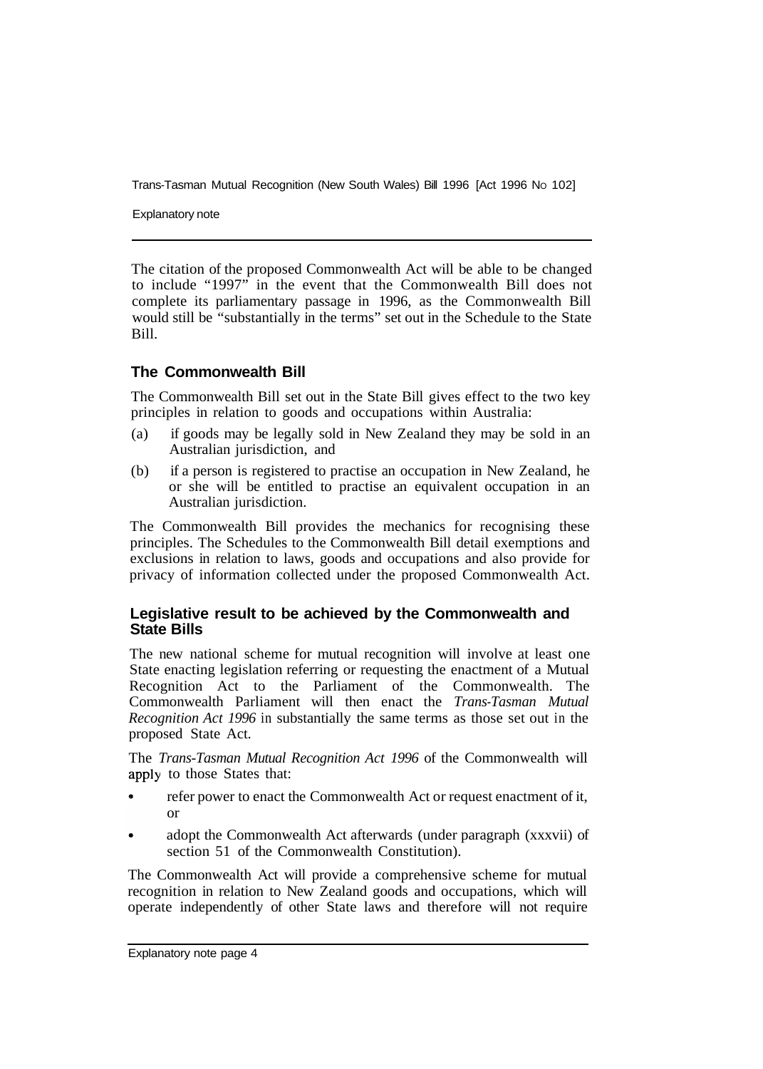The citation of the proposed Commonwealth Act will be able to be changed to include "1997" in the event that the Commonwealth Bill does not complete its parliamentary passage in 1996, as the Commonwealth Bill would still be "substantially in the terms" set out in the Schedule to the State Bill.

## The Commonwealth Bill

The Commonwealth Bill set out in the State Bill gives effect to the two key principles in relation to goods and occupations within Australia:

(a) if goods may be legally sold in New Zealand they may be sold in an Australian jurisdiction, and

(b) if a person is registered to practise an occupation in New Zealand, he or she will be entitled to practise an equivalent occupation in an Australian jurisdiction.

The Commonwealth Bill provides the mechanics for recognising these principles. The Schedules to the Commonwealth Bill detail exemptions and exclusions in relation to laws, goods and occupations and also provide for privacy of information collected under the proposed Commonwealth Act.

## Legislative result to be achieved by the Commonwealth and State Bills

The new national scheme for mutual recognition will involve at least one State enacting legislation referring or requesting the enactment of a Mutual Recognition Act to the Parliament of the Commonwealth. The Commonwealth Parliament will then enact the *Trans-Tasman Mutual Recognition Act 1996* in substantially the same terms as those set out in the proposed State Act.

The *Trans-Tasman Mutual Recognition Act 1996* of the Commonwealth will apply to those States that:

- refer power to enact the Commonwealth Act or request enactment of it, or
- adopt the Commonwealth Act afterwards (under paragraph (xxxvii) of section 51 of the Commonwealth Constitution).

The Commonwealth Act will provide a comprehensive scheme for mutual recognition in relation to New Zealand goods and occupations, which will operate independently of other State laws and therefore will not require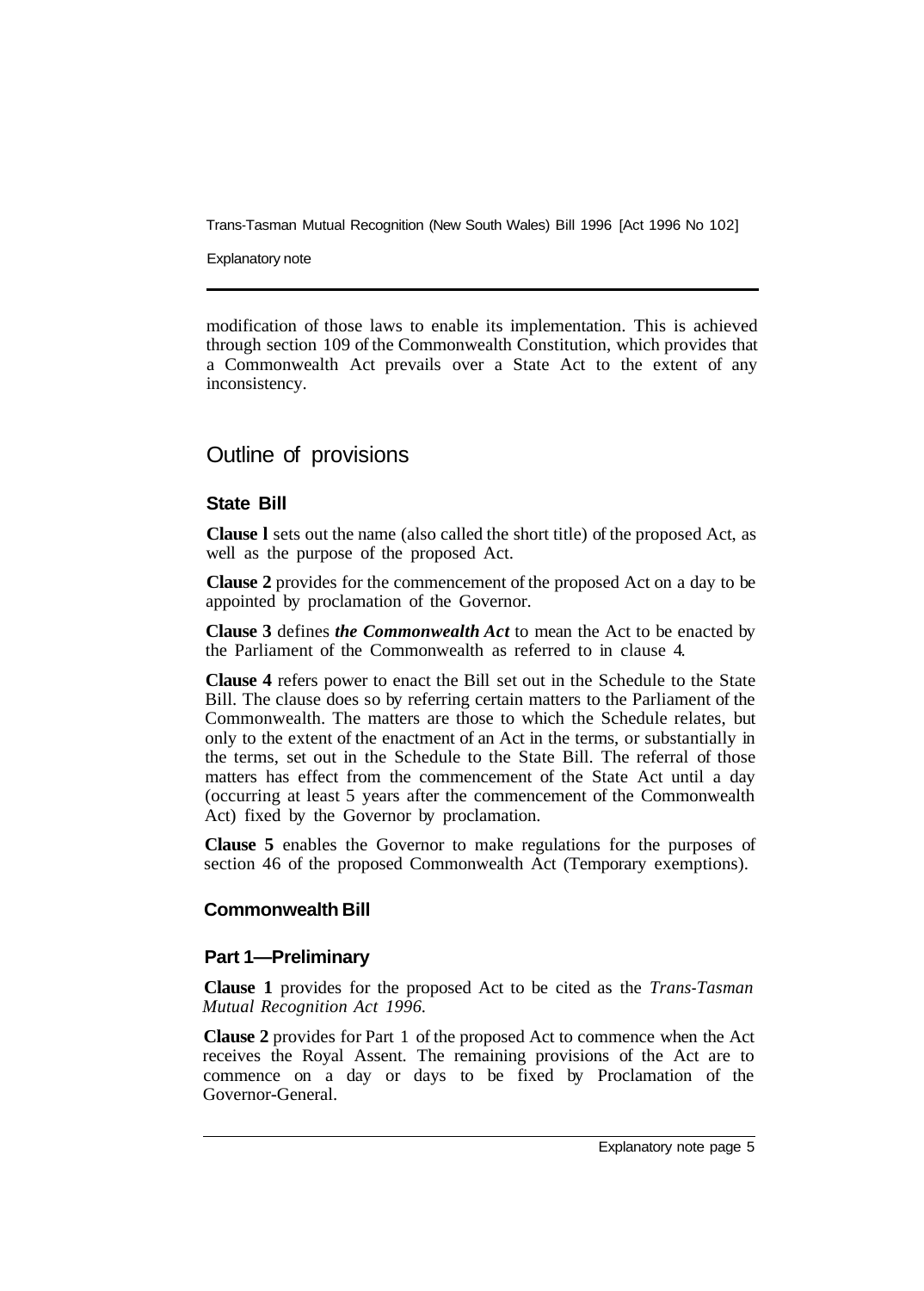modification of those laws to enable its implementation. This is achieved through section 109 of the Commonwealth Constitution, which provides that a Commonwealth Act prevails over a State Act to the extent of any inconsistency.

## Outline of provisions

### State Bill

**Clause l** sets out the name (also called the short title) of the proposed Act, as well as the purpose of the proposed Act.

**Clause 2** provides for the commencement of the proposed Act on a day to be appointed by proclamation of the Governor.

**Clause 3** defines ***the Commonwealth Act*** to mean the Act to be enacted by the Parliament of the Commonwealth as referred to in clause 4.

**Clause 4** refers power to enact the Bill set out in the Schedule to the State Bill. The clause does so by referring certain matters to the Parliament of the Commonwealth. The matters are those to which the Schedule relates, but only to the extent of the enactment of an Act in the terms, or substantially in the terms, set out in the Schedule to the State Bill. The referral of those matters has effect from the commencement of the State Act until a day (occurring at least 5 years after the commencement of the Commonwealth Act) fixed by the Governor by proclamation.

**Clause 5** enables the Governor to make regulations for the purposes of section 46 of the proposed Commonwealth Act (Temporary exemptions).

### Commonwealth Bill

#### Part 1—Preliminary

**Clause 1** provides for the proposed Act to be cited as the *Trans-Tasman Mutual Recognition Act 1996.*

**Clause 2** provides for Part 1 of the proposed Act to commence when the Act receives the Royal Assent. The remaining provisions of the Act are to commence on a day or days to be fixed by Proclamation of the Governor-General.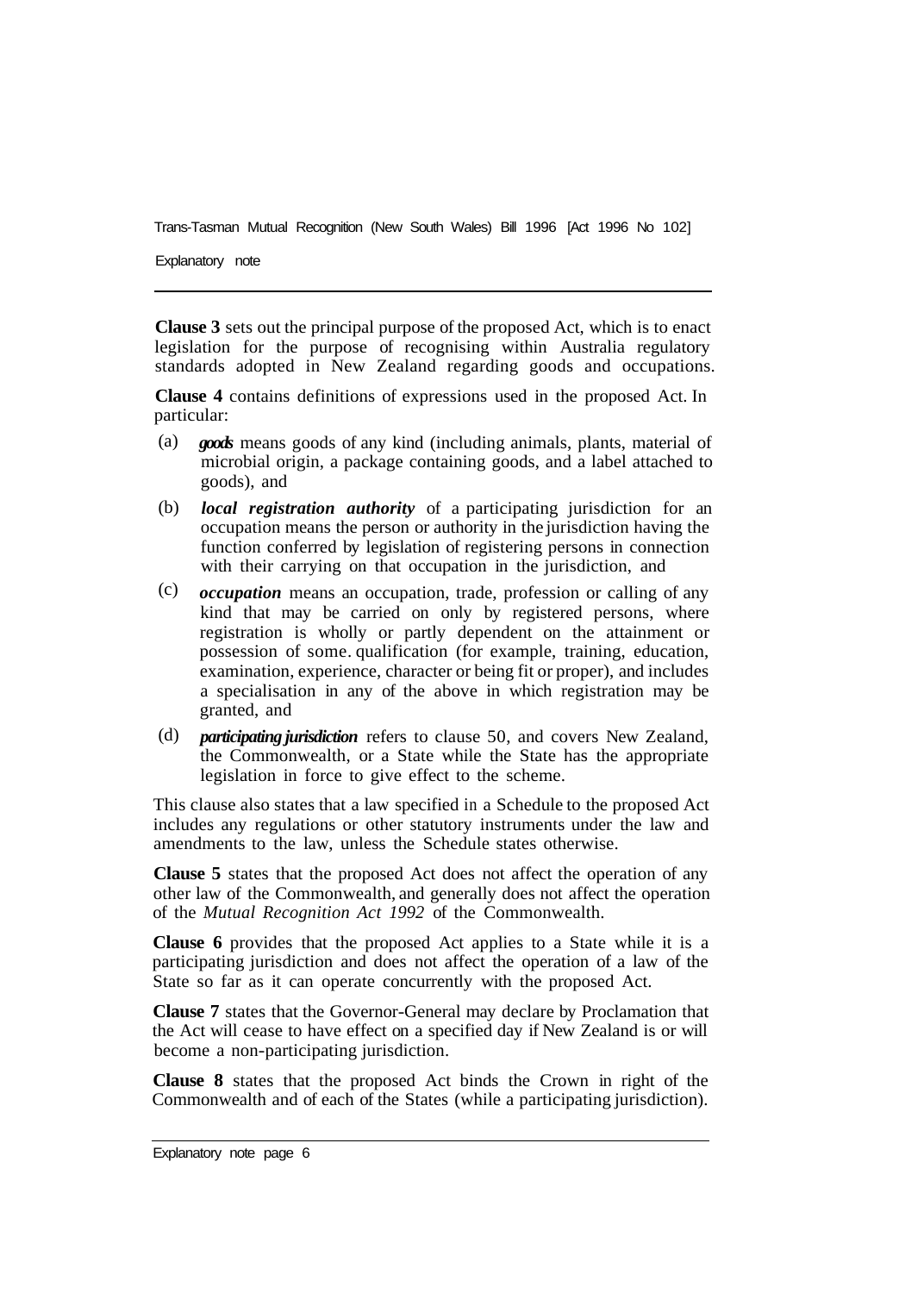**Clause 3** sets out the principal purpose of the proposed Act, which is to enact legislation for the purpose of recognising within Australia regulatory standards adopted in New Zealand regarding goods and occupations.

**Clause 4** contains definitions of expressions used in the proposed Act. In particular:

(a) ***goods*** means goods of any kind (including animals, plants, material of microbial origin, a package containing goods, and a label attached to goods), and

(b) ***local registration authority*** of a participating jurisdiction for an occupation means the person or authority in the jurisdiction having the function conferred by legislation of registering persons in connection with their carrying on that occupation in the jurisdiction, and

(c) ***occupation*** means an occupation, trade, profession or calling of any kind that may be carried on only by registered persons, where registration is wholly or partly dependent on the attainment or possession of some. qualification (for example, training, education, examination, experience, character or being fit or proper), and includes a specialisation in any of the above in which registration may be granted, and

(d) ***participating jurisdiction*** refers to clause 50, and covers New Zealand, the Commonwealth, or a State while the State has the appropriate legislation in force to give effect to the scheme.

This clause also states that a law specified in a Schedule to the proposed Act includes any regulations or other statutory instruments under the law and amendments to the law, unless the Schedule states otherwise.

**Clause 5** states that the proposed Act does not affect the operation of any other law of the Commonwealth, and generally does not affect the operation of the *Mutual Recognition Act 1992* of the Commonwealth.

**Clause 6** provides that the proposed Act applies to a State while it is a participating jurisdiction and does not affect the operation of a law of the State so far as it can operate concurrently with the proposed Act.

**Clause 7** states that the Governor-General may declare by Proclamation that the Act will cease to have effect on a specified day if New Zealand is or will become a non-participating jurisdiction.

**Clause 8** states that the proposed Act binds the Crown in right of the Commonwealth and of each of the States (while a participating jurisdiction).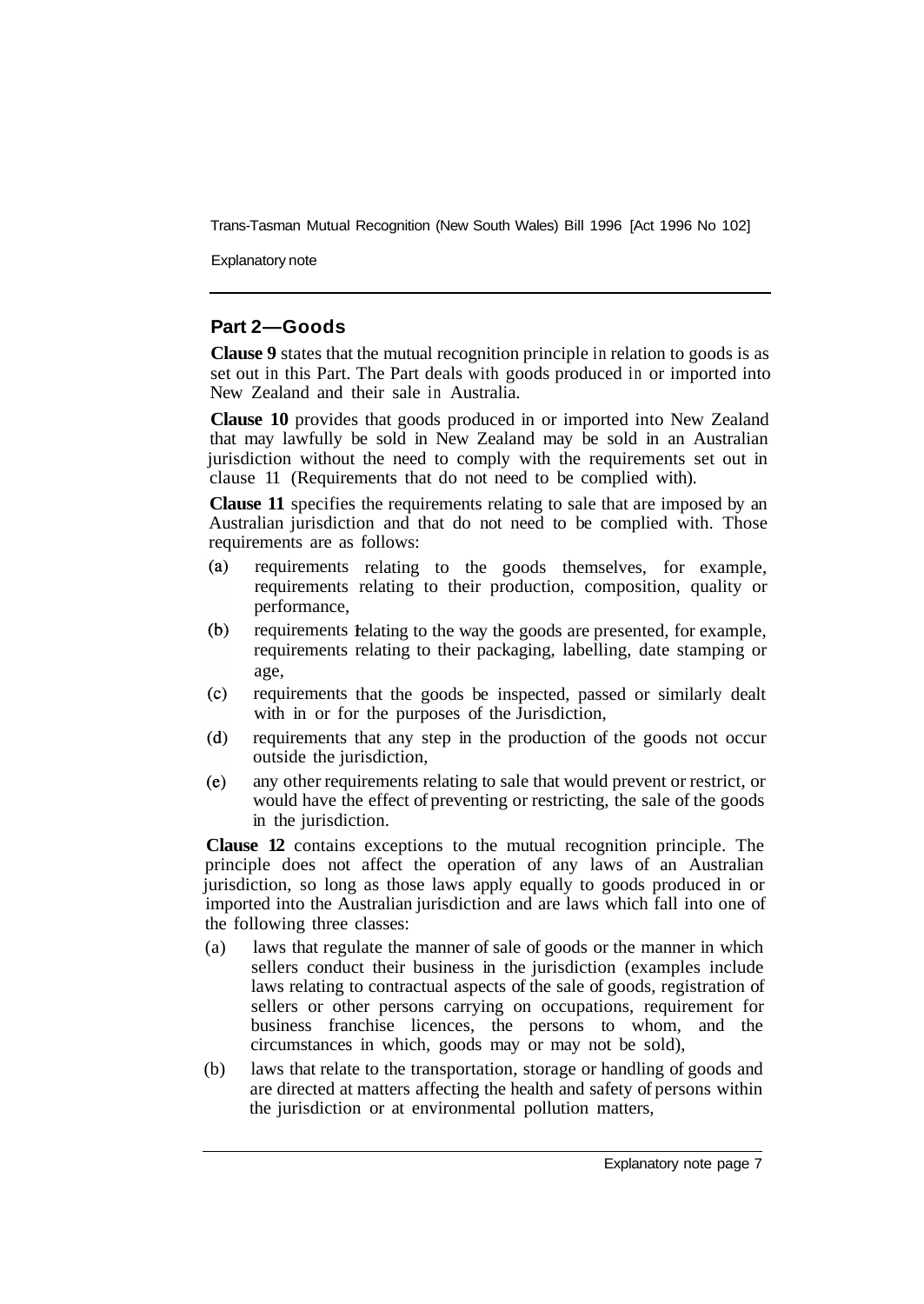## Part 2—Goods

**Clause 9** states that the mutual recognition principle in relation to goods is as set out in this Part. The Part deals with goods produced in or imported into New Zealand and their sale in Australia.

**Clause 10** provides that goods produced in or imported into New Zealand that may lawfully be sold in New Zealand may be sold in an Australian jurisdiction without the need to comply with the requirements set out in clause 11 (Requirements that do not need to be complied with).

**Clause 11** specifies the requirements relating to sale that are imposed by an Australian jurisdiction and that do not need to be complied with. Those requirements are as follows:

(a) requirements relating to the goods themselves, for example, requirements relating to their production, composition, quality or performance,

(b) requirements relating to the way the goods are presented, for example, requirements relating to their packaging, labelling, date stamping or age,

(c) requirements that the goods be inspected, passed or similarly dealt with in or for the purposes of the Jurisdiction,

(d) requirements that any step in the production of the goods not occur outside the jurisdiction,

(e) any other requirements relating to sale that would prevent or restrict, or would have the effect of preventing or restricting, the sale of the goods in the jurisdiction.

**Clause 12** contains exceptions to the mutual recognition principle. The principle does not affect the operation of any laws of an Australian jurisdiction, so long as those laws apply equally to goods produced in or imported into the Australian jurisdiction and are laws which fall into one of the following three classes:

(a) laws that regulate the manner of sale of goods or the manner in which sellers conduct their business in the jurisdiction (examples include laws relating to contractual aspects of the sale of goods, registration of sellers or other persons carrying on occupations, requirement for business franchise licences, the persons to whom, and the circumstances in which, goods may or may not be sold),

(b) laws that relate to the transportation, storage or handling of goods and are directed at matters affecting the health and safety of persons within the jurisdiction or at environmental pollution matters,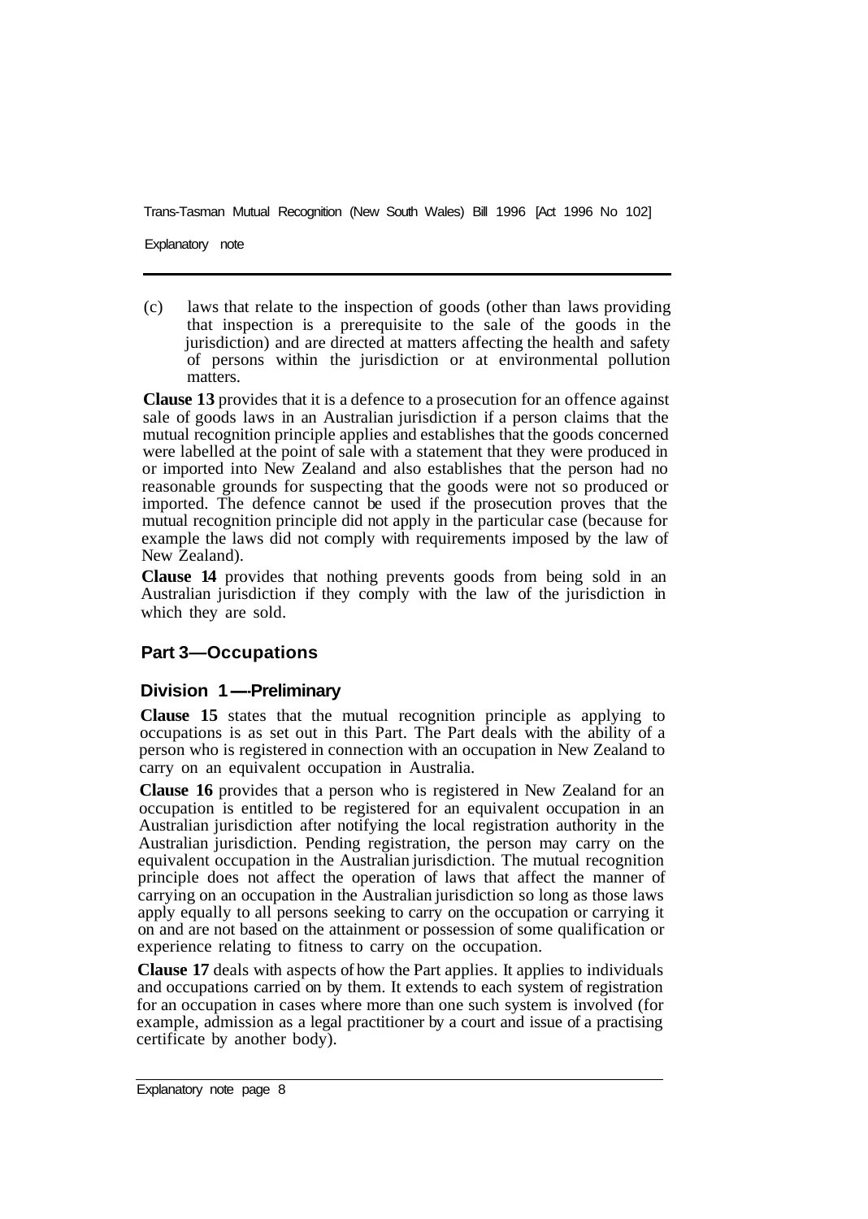(c) laws that relate to the inspection of goods (other than laws providing that inspection is a prerequisite to the sale of the goods in the jurisdiction) and are directed at matters affecting the health and safety of persons within the jurisdiction or at environmental pollution matters.

**Clause 13** provides that it is a defence to a prosecution for an offence against sale of goods laws in an Australian jurisdiction if a person claims that the mutual recognition principle applies and establishes that the goods concerned were labelled at the point of sale with a statement that they were produced in or imported into New Zealand and also establishes that the person had no reasonable grounds for suspecting that the goods were not so produced or imported. The defence cannot be used if the prosecution proves that the mutual recognition principle did not apply in the particular case (because for example the laws did not comply with requirements imposed by the law of New Zealand).

**Clause 14** provides that nothing prevents goods from being sold in an Australian jurisdiction if they comply with the law of the jurisdiction in which they are sold.

## Part 3—Occupations

### Division 1—Preliminary

**Clause 15** states that the mutual recognition principle as applying to occupations is as set out in this Part. The Part deals with the ability of a person who is registered in connection with an occupation in New Zealand to carry on an equivalent occupation in Australia.

**Clause 16** provides that a person who is registered in New Zealand for an occupation is entitled to be registered for an equivalent occupation in an Australian jurisdiction after notifying the local registration authority in the Australian jurisdiction. Pending registration, the person may carry on the equivalent occupation in the Australian jurisdiction. The mutual recognition principle does not affect the operation of laws that affect the manner of carrying on an occupation in the Australian jurisdiction so long as those laws apply equally to all persons seeking to carry on the occupation or carrying it on and are not based on the attainment or possession of some qualification or experience relating to fitness to carry on the occupation.

**Clause 17** deals with aspects of how the Part applies. It applies to individuals and occupations carried on by them. It extends to each system of registration for an occupation in cases where more than one such system is involved (for example, admission as a legal practitioner by a court and issue of a practising certificate by another body).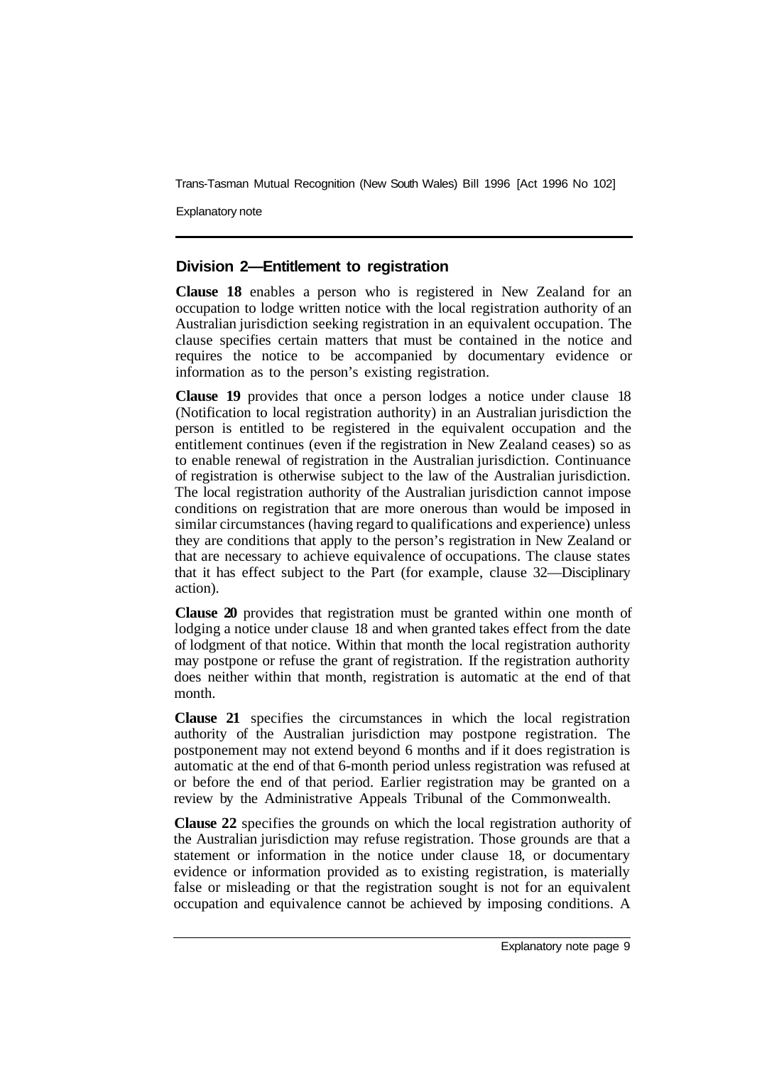### Division 2—Entitlement to registration

**Clause 18** enables a person who is registered in New Zealand for an occupation to lodge written notice with the local registration authority of an Australian jurisdiction seeking registration in an equivalent occupation. The clause specifies certain matters that must be contained in the notice and requires the notice to be accompanied by documentary evidence or information as to the person's existing registration.

**Clause 19** provides that once a person lodges a notice under clause 18 (Notification to local registration authority) in an Australian jurisdiction the person is entitled to be registered in the equivalent occupation and the entitlement continues (even if the registration in New Zealand ceases) so as to enable renewal of registration in the Australian jurisdiction. Continuance of registration is otherwise subject to the law of the Australian jurisdiction. The local registration authority of the Australian jurisdiction cannot impose conditions on registration that are more onerous than would be imposed in similar circumstances (having regard to qualifications and experience) unless they are conditions that apply to the person's registration in New Zealand or that are necessary to achieve equivalence of occupations. The clause states that it has effect subject to the Part (for example, clause 32—Disciplinary action).

**Clause 20** provides that registration must be granted within one month of lodging a notice under clause 18 and when granted takes effect from the date of lodgment of that notice. Within that month the local registration authority may postpone or refuse the grant of registration. If the registration authority does neither within that month, registration is automatic at the end of that month.

**Clause 21** specifies the circumstances in which the local registration authority of the Australian jurisdiction may postpone registration. The postponement may not extend beyond 6 months and if it does registration is automatic at the end of that 6-month period unless registration was refused at or before the end of that period. Earlier registration may be granted on a review by the Administrative Appeals Tribunal of the Commonwealth.

**Clause 22** specifies the grounds on which the local registration authority of the Australian jurisdiction may refuse registration. Those grounds are that a statement or information in the notice under clause 18, or documentary evidence or information provided as to existing registration, is materially false or misleading or that the registration sought is not for an equivalent occupation and equivalence cannot be achieved by imposing conditions. A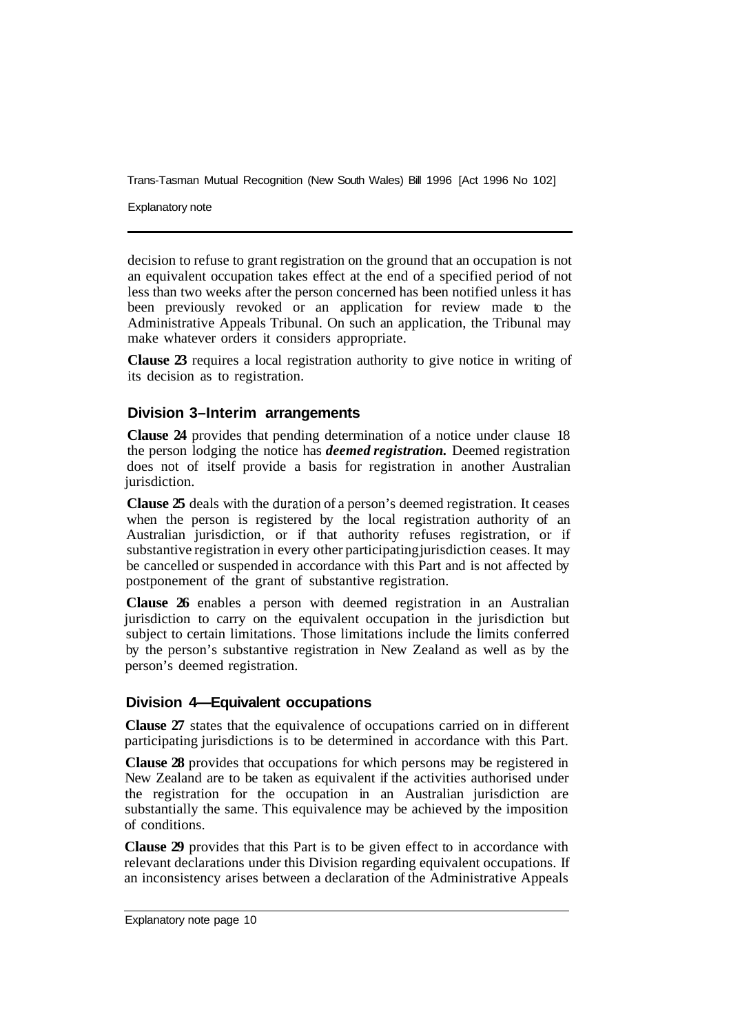decision to refuse to grant registration on the ground that an occupation is not an equivalent occupation takes effect at the end of a specified period of not less than two weeks after the person concerned has been notified unless it has been previously revoked or an application for review made to the Administrative Appeals Tribunal. On such an application, the Tribunal may make whatever orders it considers appropriate.

**Clause 23** requires a local registration authority to give notice in writing of its decision as to registration.

## Division 3–Interim arrangements

**Clause 24** provides that pending determination of a notice under clause 18 the person lodging the notice has ***deemed registration.*** Deemed registration does not of itself provide a basis for registration in another Australian jurisdiction.

**Clause 25** deals with the duration of a person's deemed registration. It ceases when the person is registered by the local registration authority of an Australian jurisdiction, or if that authority refuses registration, or if substantive registration in every other participating jurisdiction ceases. It may be cancelled or suspended in accordance with this Part and is not affected by postponement of the grant of substantive registration.

**Clause 26** enables a person with deemed registration in an Australian jurisdiction to carry on the equivalent occupation in the jurisdiction but subject to certain limitations. Those limitations include the limits conferred by the person's substantive registration in New Zealand as well as by the person's deemed registration.

## Division 4—Equivalent occupations

**Clause 27** states that the equivalence of occupations carried on in different participating jurisdictions is to be determined in accordance with this Part.

**Clause 28** provides that occupations for which persons may be registered in New Zealand are to be taken as equivalent if the activities authorised under the registration for the occupation in an Australian jurisdiction are substantially the same. This equivalence may be achieved by the imposition of conditions.

**Clause 29** provides that this Part is to be given effect to in accordance with relevant declarations under this Division regarding equivalent occupations. If an inconsistency arises between a declaration of the Administrative Appeals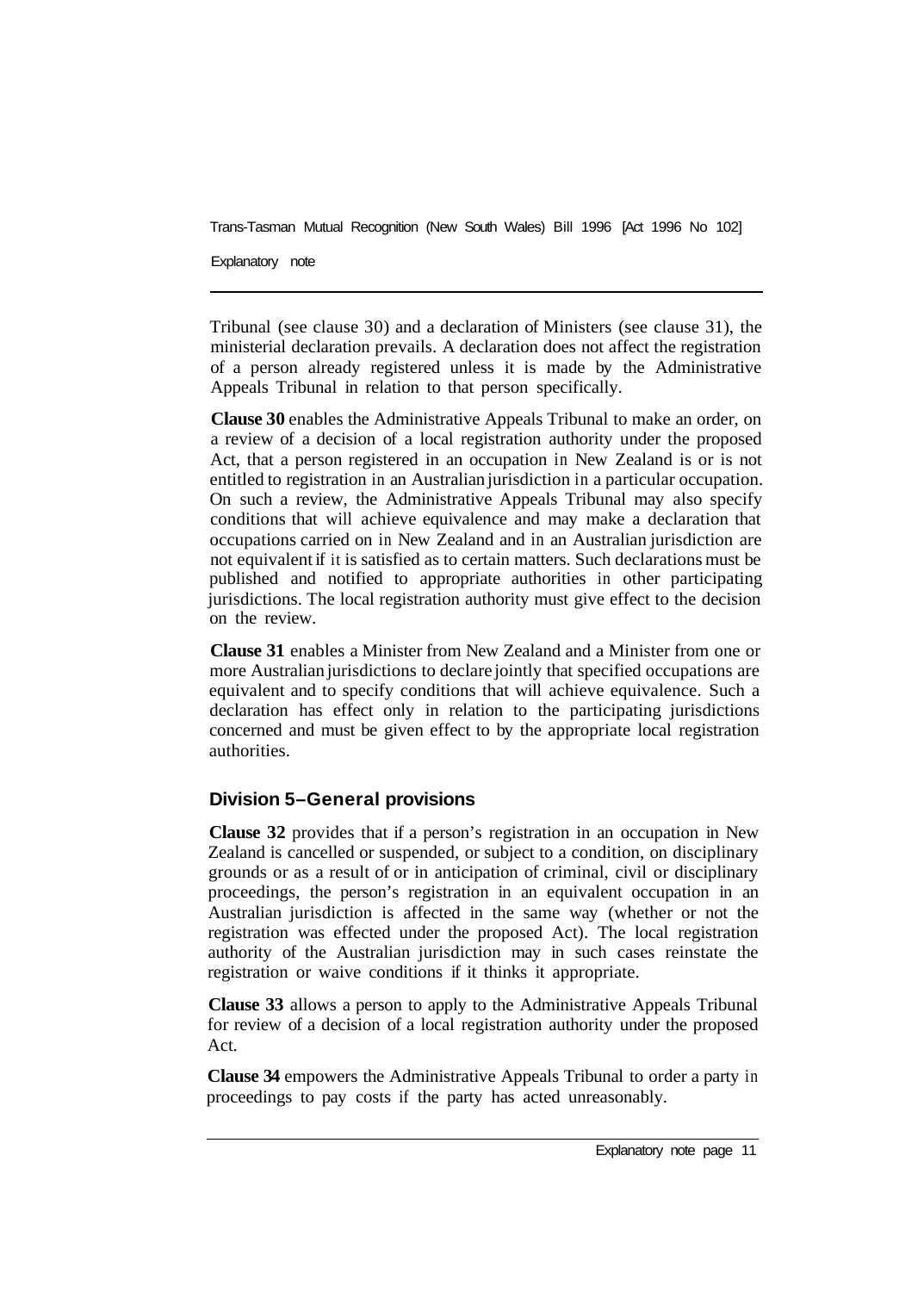Tribunal (see clause 30) and a declaration of Ministers (see clause 31), the ministerial declaration prevails. A declaration does not affect the registration of a person already registered unless it is made by the Administrative Appeals Tribunal in relation to that person specifically.

**Clause 30** enables the Administrative Appeals Tribunal to make an order, on a review of a decision of a local registration authority under the proposed Act, that a person registered in an occupation in New Zealand is or is not entitled to registration in an Australian jurisdiction in a particular occupation. On such a review, the Administrative Appeals Tribunal may also specify conditions that will achieve equivalence and may make a declaration that occupations carried on in New Zealand and in an Australian jurisdiction are not equivalent if it is satisfied as to certain matters. Such declarations must be published and notified to appropriate authorities in other participating jurisdictions. The local registration authority must give effect to the decision on the review.

**Clause 31** enables a Minister from New Zealand and a Minister from one or more Australian jurisdictions to declare jointly that specified occupations are equivalent and to specify conditions that will achieve equivalence. Such a declaration has effect only in relation to the participating jurisdictions concerned and must be given effect to by the appropriate local registration authorities.

## Division 5–General provisions

**Clause 32** provides that if a person's registration in an occupation in New Zealand is cancelled or suspended, or subject to a condition, on disciplinary grounds or as a result of or in anticipation of criminal, civil or disciplinary proceedings, the person's registration in an equivalent occupation in an Australian jurisdiction is affected in the same way (whether or not the registration was effected under the proposed Act). The local registration authority of the Australian jurisdiction may in such cases reinstate the registration or waive conditions if it thinks it appropriate.

**Clause 33** allows a person to apply to the Administrative Appeals Tribunal for review of a decision of a local registration authority under the proposed Act.

**Clause 34** empowers the Administrative Appeals Tribunal to order a party in proceedings to pay costs if the party has acted unreasonably.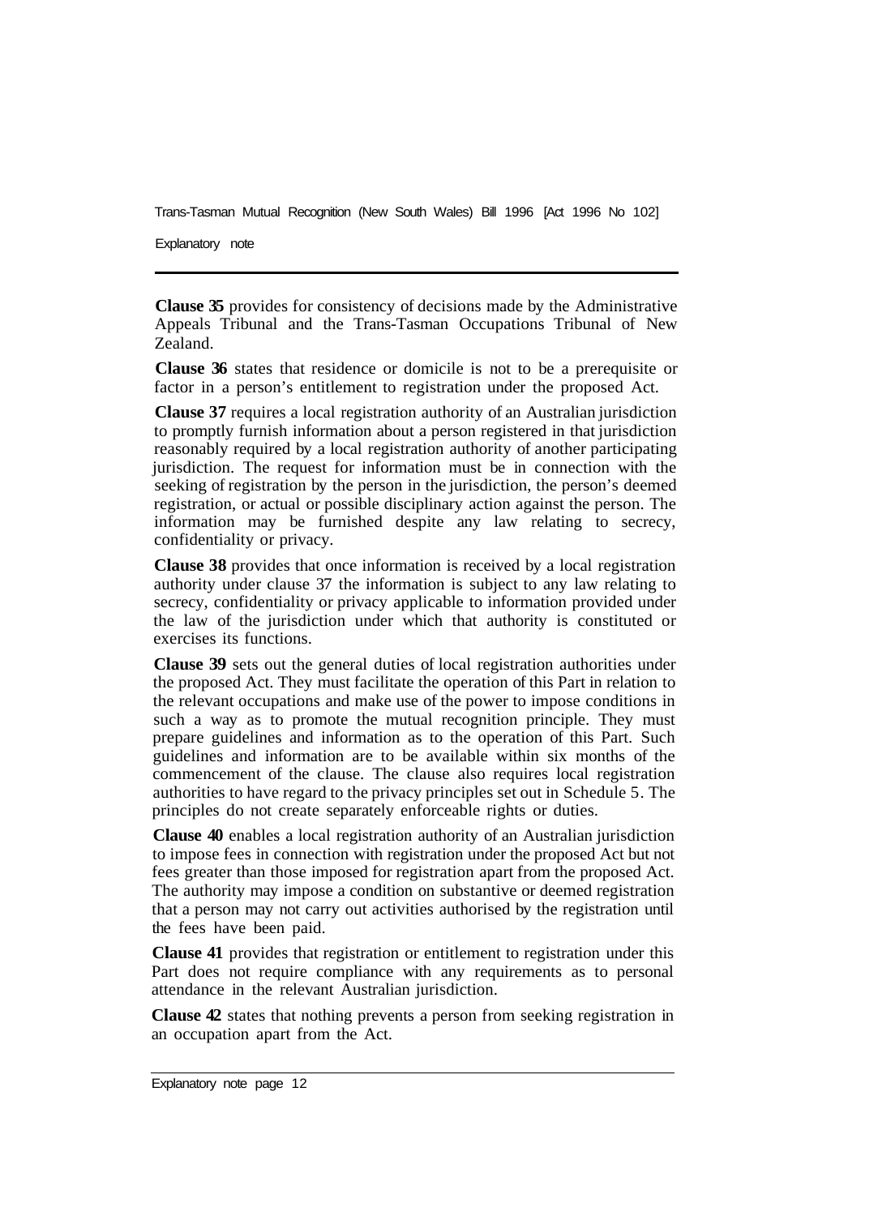**Clause 35** provides for consistency of decisions made by the Administrative Appeals Tribunal and the Trans-Tasman Occupations Tribunal of New Zealand.

**Clause 36** states that residence or domicile is not to be a prerequisite or factor in a person's entitlement to registration under the proposed Act.

**Clause 37** requires a local registration authority of an Australian jurisdiction to promptly furnish information about a person registered in that jurisdiction reasonably required by a local registration authority of another participating jurisdiction. The request for information must be in connection with the seeking of registration by the person in the jurisdiction, the person's deemed registration, or actual or possible disciplinary action against the person. The information may be furnished despite any law relating to secrecy, confidentiality or privacy.

**Clause 38** provides that once information is received by a local registration authority under clause 37 the information is subject to any law relating to secrecy, confidentiality or privacy applicable to information provided under the law of the jurisdiction under which that authority is constituted or exercises its functions.

**Clause 39** sets out the general duties of local registration authorities under the proposed Act. They must facilitate the operation of this Part in relation to the relevant occupations and make use of the power to impose conditions in such a way as to promote the mutual recognition principle. They must prepare guidelines and information as to the operation of this Part. Such guidelines and information are to be available within six months of the commencement of the clause. The clause also requires local registration authorities to have regard to the privacy principles set out in Schedule 5. The principles do not create separately enforceable rights or duties.

**Clause 40** enables a local registration authority of an Australian jurisdiction to impose fees in connection with registration under the proposed Act but not fees greater than those imposed for registration apart from the proposed Act. The authority may impose a condition on substantive or deemed registration that a person may not carry out activities authorised by the registration until the fees have been paid.

**Clause 41** provides that registration or entitlement to registration under this Part does not require compliance with any requirements as to personal attendance in the relevant Australian jurisdiction.

**Clause 42** states that nothing prevents a person from seeking registration in an occupation apart from the Act.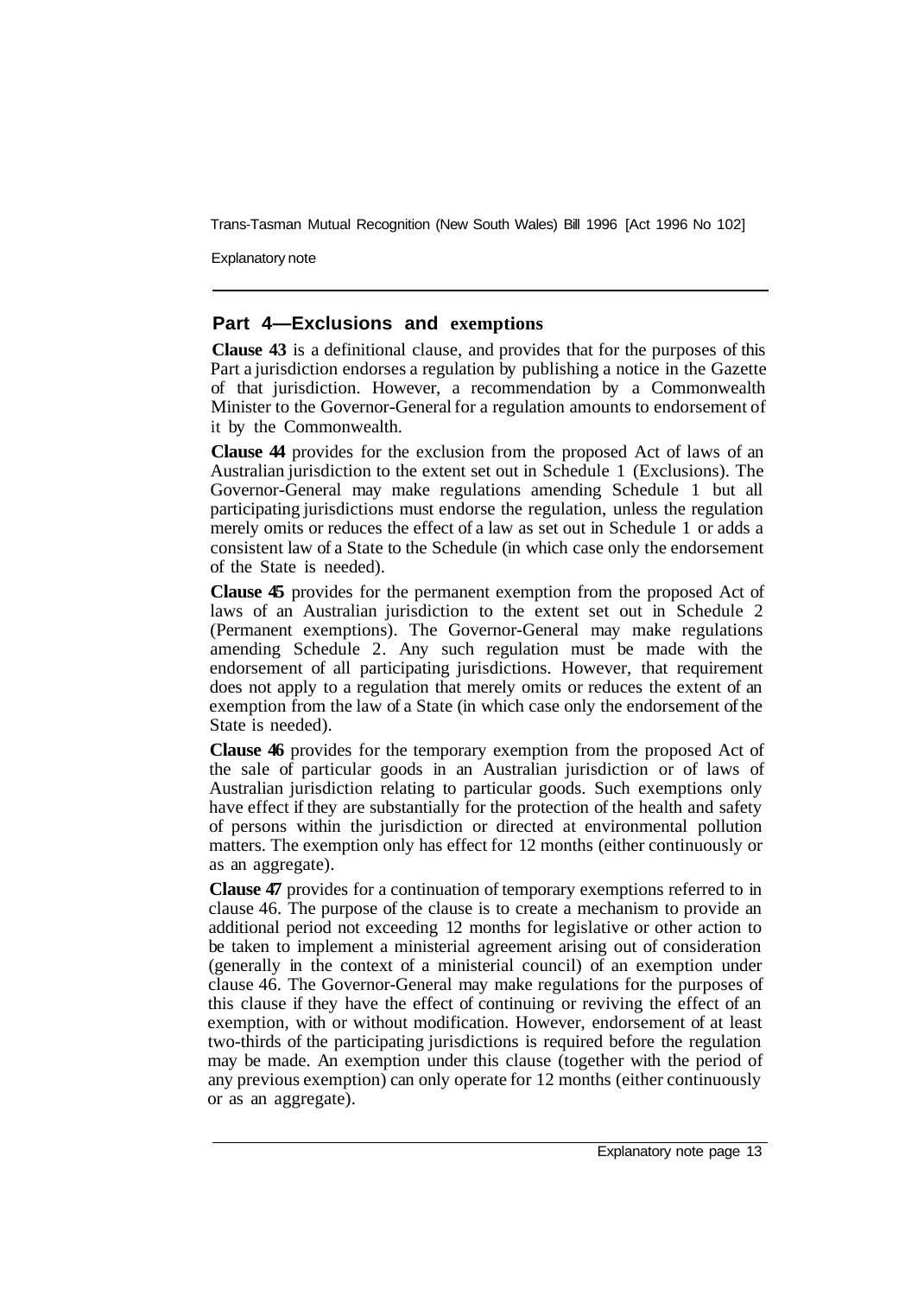## Part 4—Exclusions and exemptions

**Clause 43** is a definitional clause, and provides that for the purposes of this Part a jurisdiction endorses a regulation by publishing a notice in the Gazette of that jurisdiction. However, a recommendation by a Commonwealth Minister to the Governor-General for a regulation amounts to endorsement of it by the Commonwealth.

**Clause 44** provides for the exclusion from the proposed Act of laws of an Australian jurisdiction to the extent set out in Schedule 1 (Exclusions). The Governor-General may make regulations amending Schedule 1 but all participating jurisdictions must endorse the regulation, unless the regulation merely omits or reduces the effect of a law as set out in Schedule 1 or adds a consistent law of a State to the Schedule (in which case only the endorsement of the State is needed).

**Clause 45** provides for the permanent exemption from the proposed Act of laws of an Australian jurisdiction to the extent set out in Schedule 2 (Permanent exemptions). The Governor-General may make regulations amending Schedule 2. Any such regulation must be made with the endorsement of all participating jurisdictions. However, that requirement does not apply to a regulation that merely omits or reduces the extent of an exemption from the law of a State (in which case only the endorsement of the State is needed).

**Clause 46** provides for the temporary exemption from the proposed Act of the sale of particular goods in an Australian jurisdiction or of laws of Australian jurisdiction relating to particular goods. Such exemptions only have effect if they are substantially for the protection of the health and safety of persons within the jurisdiction or directed at environmental pollution matters. The exemption only has effect for 12 months (either continuously or as an aggregate).

**Clause 47** provides for a continuation of temporary exemptions referred to in clause 46. The purpose of the clause is to create a mechanism to provide an additional period not exceeding 12 months for legislative or other action to be taken to implement a ministerial agreement arising out of consideration (generally in the context of a ministerial council) of an exemption under clause 46. The Governor-General may make regulations for the purposes of this clause if they have the effect of continuing or reviving the effect of an exemption, with or without modification. However, endorsement of at least two-thirds of the participating jurisdictions is required before the regulation may be made. An exemption under this clause (together with the period of any previous exemption) can only operate for 12 months (either continuously or as an aggregate).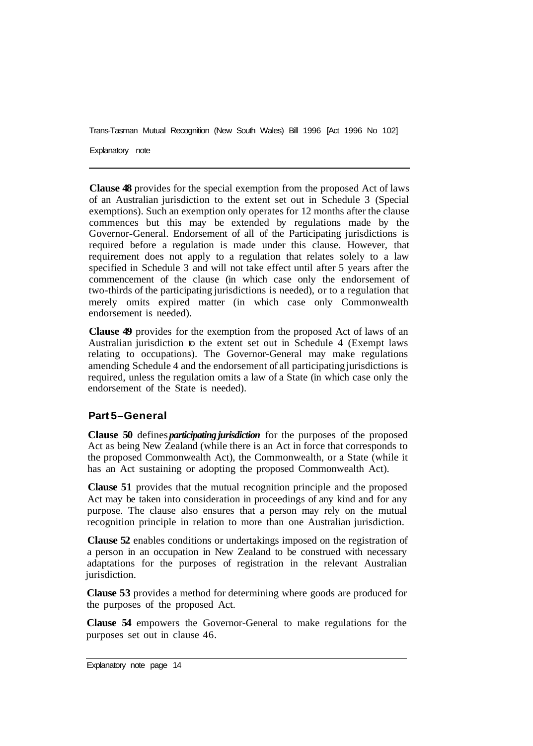**Clause 48** provides for the special exemption from the proposed Act of laws of an Australian jurisdiction to the extent set out in Schedule 3 (Special exemptions). Such an exemption only operates for 12 months after the clause commences but this may be extended by regulations made by the Governor-General. Endorsement of all of the Participating jurisdictions is required before a regulation is made under this clause. However, that requirement does not apply to a regulation that relates solely to a law specified in Schedule 3 and will not take effect until after 5 years after the commencement of the clause (in which case only the endorsement of two-thirds of the participating jurisdictions is needed), or to a regulation that merely omits expired matter (in which case only Commonwealth endorsement is needed).

**Clause 49** provides for the exemption from the proposed Act of laws of an Australian jurisdiction to the extent set out in Schedule 4 (Exempt laws relating to occupations). The Governor-General may make regulations amending Schedule 4 and the endorsement of all participating jurisdictions is required, unless the regulation omits a law of a State (in which case only the endorsement of the State is needed).

## Part 5–General

**Clause 50** defines ***participating jurisdiction*** for the purposes of the proposed Act as being New Zealand (while there is an Act in force that corresponds to the proposed Commonwealth Act), the Commonwealth, or a State (while it has an Act sustaining or adopting the proposed Commonwealth Act).

**Clause 51** provides that the mutual recognition principle and the proposed Act may be taken into consideration in proceedings of any kind and for any purpose. The clause also ensures that a person may rely on the mutual recognition principle in relation to more than one Australian jurisdiction.

**Clause 52** enables conditions or undertakings imposed on the registration of a person in an occupation in New Zealand to be construed with necessary adaptations for the purposes of registration in the relevant Australian jurisdiction.

**Clause 53** provides a method for determining where goods are produced for the purposes of the proposed Act.

**Clause 54** empowers the Governor-General to make regulations for the purposes set out in clause 46.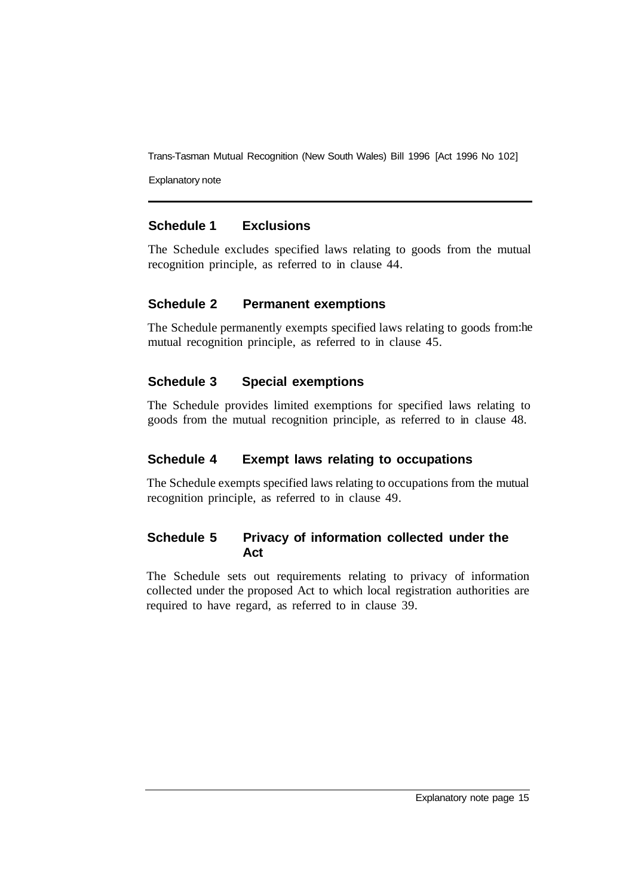## Schedule 1 Exclusions

The Schedule excludes specified laws relating to goods from the mutual recognition principle, as referred to in clause 44.

## Schedule 2 Permanent exemptions

The Schedule permanently exempts specified laws relating to goods from:he mutual recognition principle, as referred to in clause 45.

## Schedule 3 Special exemptions

The Schedule provides limited exemptions for specified laws relating to goods from the mutual recognition principle, as referred to in clause 48.

## Schedule 4 Exempt laws relating to occupations

The Schedule exempts specified laws relating to occupations from the mutual recognition principle, as referred to in clause 49.

## Schedule 5 Privacy of information collected under the Act

The Schedule sets out requirements relating to privacy of information collected under the proposed Act to which local registration authorities are required to have regard, as referred to in clause 39.